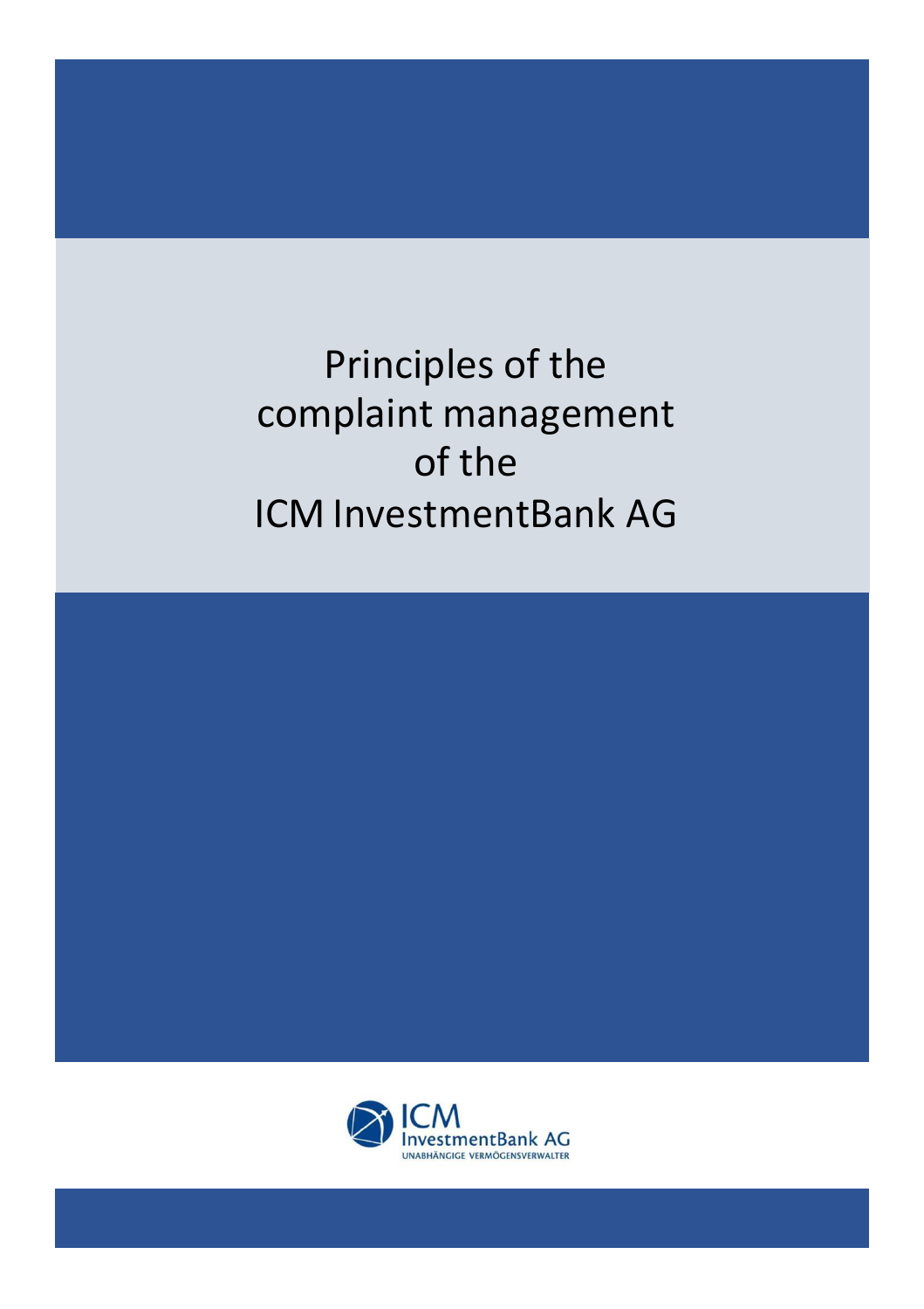# Principles of the complaint management of the ICM InvestmentBank AG

ICM InvestmentBank AG

UNABHÄNGIGE VERMÖGENSVERWALTER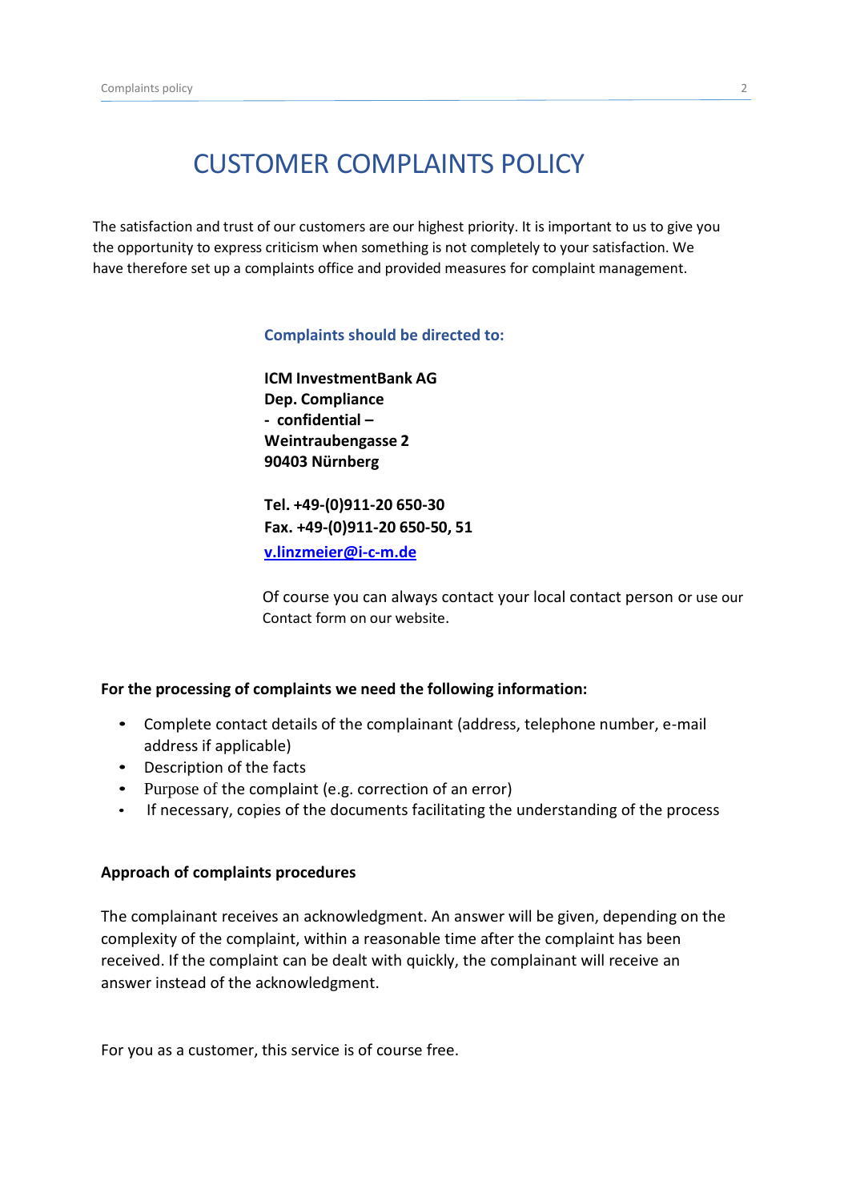# CUSTOMER COMPLAINTS POLICY

The satisfaction and trust of our customers are our highest priority. It is important to us to give you the opportunity to express criticism when something is not completely to your satisfaction. We have therefore set up a complaints office and provided measures for complaint management.

**Complaints should be directed to:**

**ICM InvestmentBank AG**
**Dep. Compliance**
**- confidential –**
**Weintraubengasse 2**
**90403 Nürnberg**

**Tel. +49-(0)911-20 650-30**
**Fax. +49-(0)911-20 650-50, 51**
**v.linzmeier@i-c-m.de**

Of course you can always contact your local contact person or use our Contact form on our website.

**For the processing of complaints we need the following information:**

- Complete contact details of the complainant (address, telephone number, e-mail address if applicable)
- Description of the facts
- Purpose of the complaint (e.g. correction of an error)
- If necessary, copies of the documents facilitating the understanding of the process

**Approach of complaints procedures**

The complainant receives an acknowledgment. An answer will be given, depending on the complexity of the complaint, within a reasonable time after the complaint has been received. If the complaint can be dealt with quickly, the complainant will receive an answer instead of the acknowledgment.

For you as a customer, this service is of course free.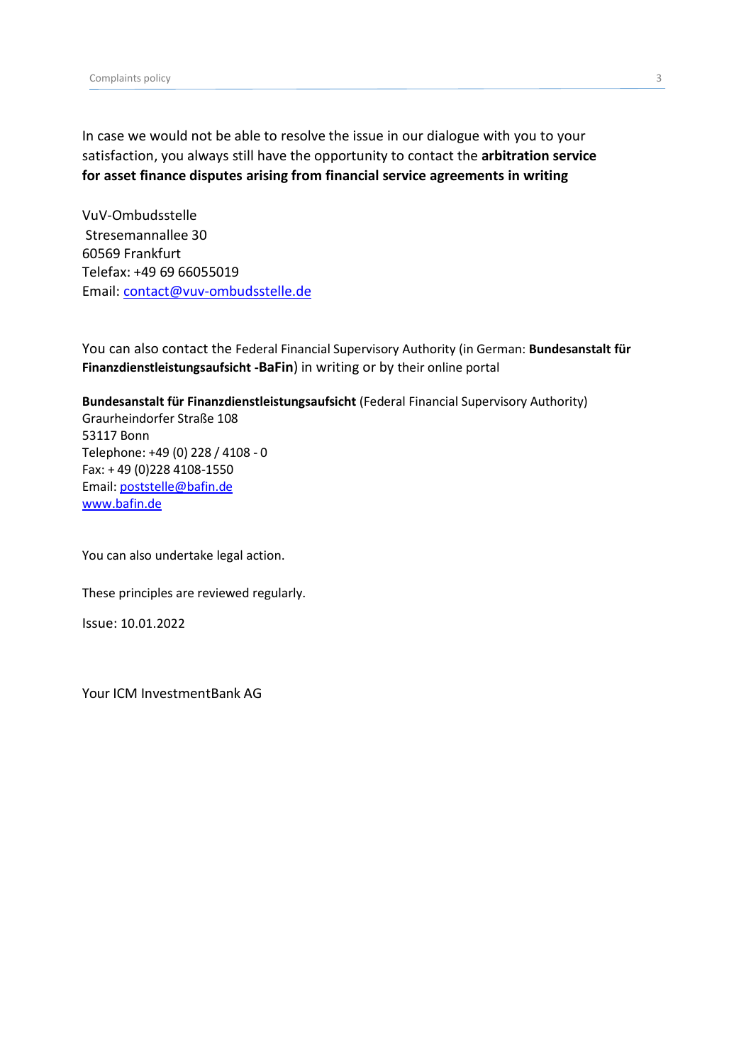In case we would not be able to resolve the issue in our dialogue with you to your satisfaction, you always still have the opportunity to contact the **arbitration service for asset finance disputes arising from financial service agreements in writing**

VuV-Ombudsstelle
Stresemannallee 30
60569 Frankfurt
Telefax: +49 69 66055019
Email: contact@vuv-ombudsstelle.de

You can also contact the Federal Financial Supervisory Authority (in German: **Bundesanstalt für Finanzdienstleistungsaufsicht -BaFin**) in writing or by their online portal

**Bundesanstalt für Finanzdienstleistungsaufsicht** (Federal Financial Supervisory Authority)
Graurheindorfer Straße 108
53117 Bonn
Telephone: +49 (0) 228 / 4108 - 0
Fax: + 49 (0)228 4108-1550
Email: poststelle@bafin.de
www.bafin.de

You can also undertake legal action.

These principles are reviewed regularly.

Issue: 10.01.2022

Your ICM InvestmentBank AG